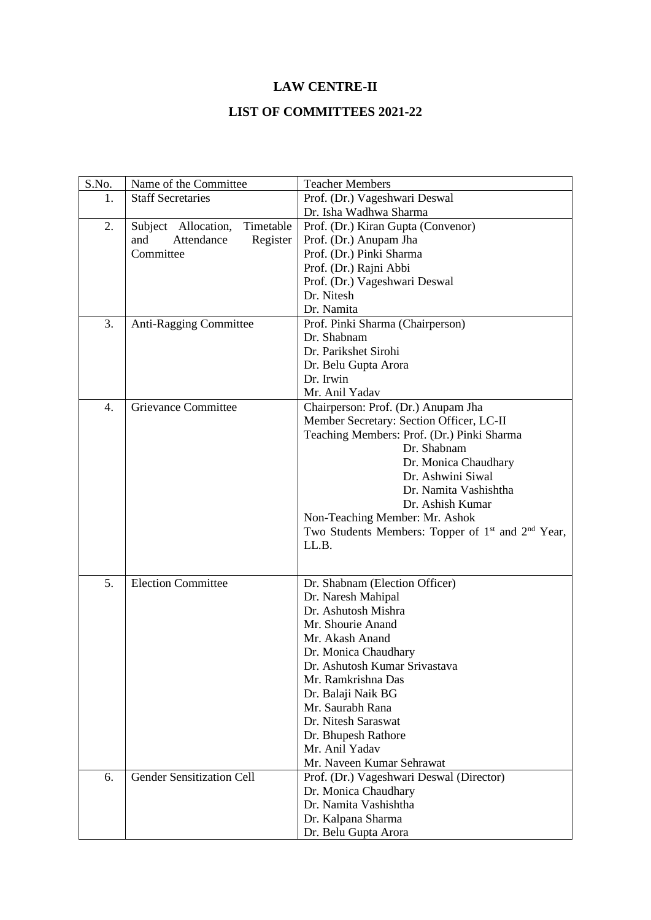# LAW CENTRE-II

## LIST OF COMMITTEES 2021-22

| S.No. | Name of the Committee | Teacher Members |
|---|---|---|
| 1. | Staff Secretaries | Prof. (Dr.) Vageshwari Deswal<br>Dr. Isha Wadhwa Sharma |
| 2. | Subject Allocation, Timetable and Attendance Register Committee | Prof. (Dr.) Kiran Gupta (Convenor)<br>Prof. (Dr.) Anupam Jha<br>Prof. (Dr.) Pinki Sharma<br>Prof. (Dr.) Rajni Abbi<br>Prof. (Dr.) Vageshwari Deswal<br>Dr. Nitesh<br>Dr. Namita |
| 3. | Anti-Ragging Committee | Prof. Pinki Sharma (Chairperson)<br>Dr. Shabnam<br>Dr. Parikshet Sirohi<br>Dr. Belu Gupta Arora<br>Dr. Irwin<br>Mr. Anil Yadav |
| 4. | Grievance Committee | Chairperson: Prof. (Dr.) Anupam Jha<br>Member Secretary: Section Officer, LC-II<br>Teaching Members: Prof. (Dr.) Pinki Sharma<br>Dr. Shabnam<br>Dr. Monica Chaudhary<br>Dr. Ashwini Siwal<br>Dr. Namita Vashishtha<br>Dr. Ashish Kumar<br>Non-Teaching Member: Mr. Ashok<br>Two Students Members: Topper of 1st and 2nd Year, LL.B. |
| 5. | Election Committee | Dr. Shabnam (Election Officer)<br>Dr. Naresh Mahipal<br>Dr. Ashutosh Mishra<br>Mr. Shourie Anand<br>Mr. Akash Anand<br>Dr. Monica Chaudhary<br>Dr. Ashutosh Kumar Srivastava<br>Mr. Ramkrishna Das<br>Dr. Balaji Naik BG<br>Mr. Saurabh Rana<br>Dr. Nitesh Saraswat<br>Dr. Bhupesh Rathore<br>Mr. Anil Yadav<br>Mr. Naveen Kumar Sehrawat |
| 6. | Gender Sensitization Cell | Prof. (Dr.) Vageshwari Deswal (Director)<br>Dr. Monica Chaudhary<br>Dr. Namita Vashishtha<br>Dr. Kalpana Sharma<br>Dr. Belu Gupta Arora |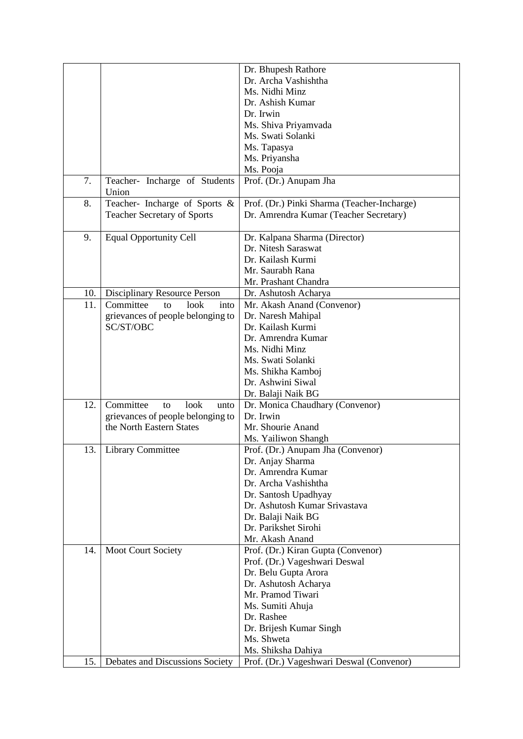| | | |
|---|---|---|
| | | Dr. Bhupesh Rathore<br>Dr. Archa Vashishtha<br>Ms. Nidhi Minz<br>Dr. Ashish Kumar<br>Dr. Irwin<br>Ms. Shiva Priyamvada<br>Ms. Swati Solanki<br>Ms. Tapasya<br>Ms. Priyansha<br>Ms. Pooja |
| 7. | Teacher- Incharge of Students Union | Prof. (Dr.) Anupam Jha |
| 8. | Teacher- Incharge of Sports & Teacher Secretary of Sports | Prof. (Dr.) Pinki Sharma (Teacher-Incharge)<br>Dr. Amrendra Kumar (Teacher Secretary) |
| 9. | Equal Opportunity Cell | Dr. Kalpana Sharma (Director)<br>Dr. Nitesh Saraswat<br>Dr. Kailash Kurmi<br>Mr. Saurabh Rana<br>Mr. Prashant Chandra |
| 10. | Disciplinary Resource Person | Dr. Ashutosh Acharya |
| 11. | Committee to look into grievances of people belonging to SC/ST/OBC | Mr. Akash Anand (Convenor)<br>Dr. Naresh Mahipal<br>Dr. Kailash Kurmi<br>Dr. Amrendra Kumar<br>Ms. Nidhi Minz<br>Ms. Swati Solanki<br>Ms. Shikha Kamboj<br>Dr. Ashwini Siwal<br>Dr. Balaji Naik BG |
| 12. | Committee to look unto grievances of people belonging to the North Eastern States | Dr. Monica Chaudhary (Convenor)<br>Dr. Irwin<br>Mr. Shourie Anand<br>Ms. Yailiwon Shangh |
| 13. | Library Committee | Prof. (Dr.) Anupam Jha (Convenor)<br>Dr. Anjay Sharma<br>Dr. Amrendra Kumar<br>Dr. Archa Vashishtha<br>Dr. Santosh Upadhyay<br>Dr. Ashutosh Kumar Srivastava<br>Dr. Balaji Naik BG<br>Dr. Parikshet Sirohi<br>Mr. Akash Anand |
| 14. | Moot Court Society | Prof. (Dr.) Kiran Gupta (Convenor)<br>Prof. (Dr.) Vageshwari Deswal<br>Dr. Belu Gupta Arora<br>Dr. Ashutosh Acharya<br>Mr. Pramod Tiwari<br>Ms. Sumiti Ahuja<br>Dr. Rashee<br>Dr. Brijesh Kumar Singh<br>Ms. Shweta<br>Ms. Shiksha Dahiya |
| 15. | Debates and Discussions Society | Prof. (Dr.) Vageshwari Deswal (Convenor) |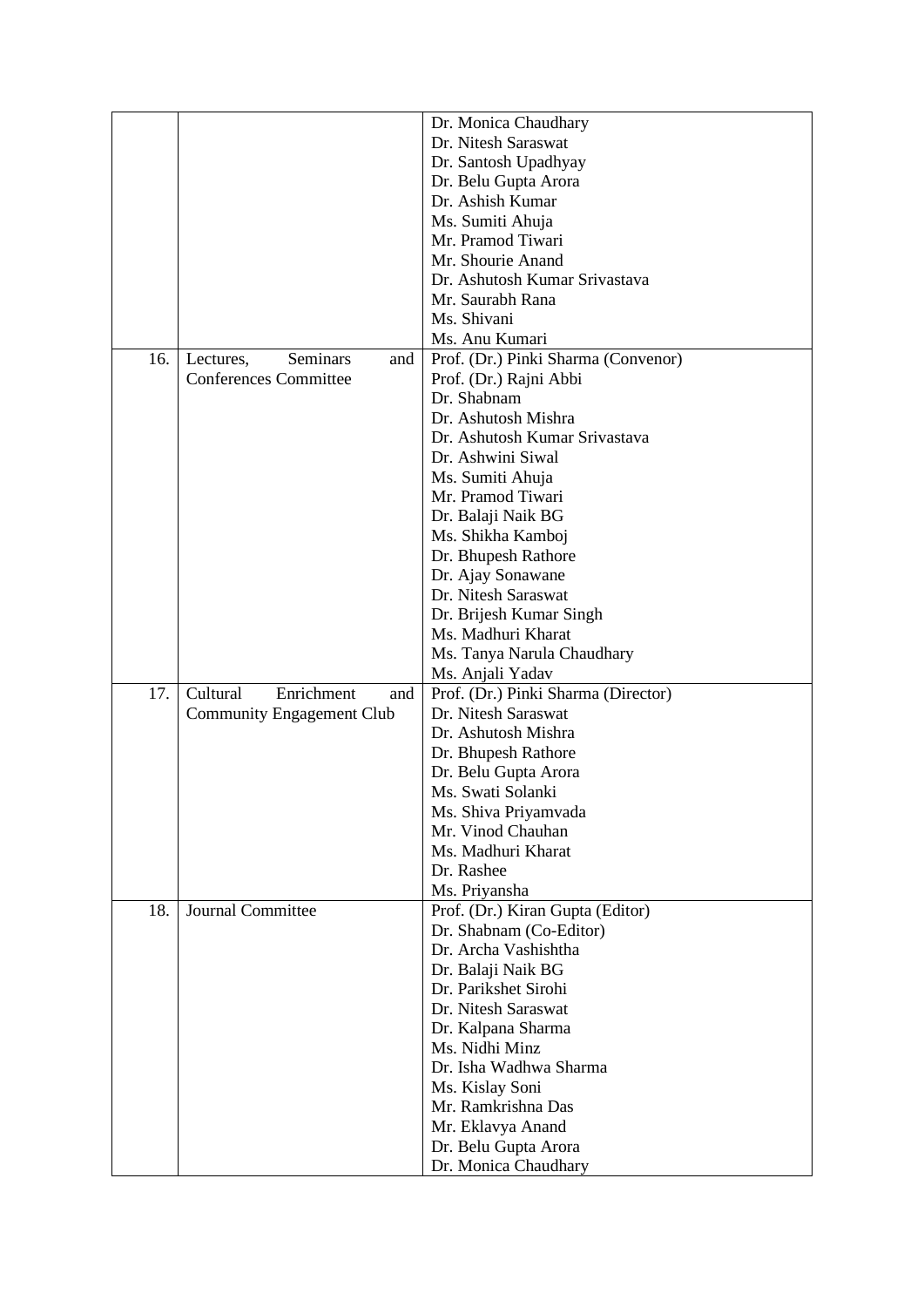| | | |
|---|---|---|
| | | Dr. Monica Chaudhary<br>Dr. Nitesh Saraswat<br>Dr. Santosh Upadhyay<br>Dr. Belu Gupta Arora<br>Dr. Ashish Kumar<br>Ms. Sumiti Ahuja<br>Mr. Pramod Tiwari<br>Mr. Shourie Anand<br>Dr. Ashutosh Kumar Srivastava<br>Mr. Saurabh Rana<br>Ms. Shivani<br>Ms. Anu Kumari |
| 16. | Lectures, Seminars and Conferences Committee | Prof. (Dr.) Pinki Sharma (Convenor)<br>Prof. (Dr.) Rajni Abbi<br>Dr. Shabnam<br>Dr. Ashutosh Mishra<br>Dr. Ashutosh Kumar Srivastava<br>Dr. Ashwini Siwal<br>Ms. Sumiti Ahuja<br>Mr. Pramod Tiwari<br>Dr. Balaji Naik BG<br>Ms. Shikha Kamboj<br>Dr. Bhupesh Rathore<br>Dr. Ajay Sonawane<br>Dr. Nitesh Saraswat<br>Dr. Brijesh Kumar Singh<br>Ms. Madhuri Kharat<br>Ms. Tanya Narula Chaudhary<br>Ms. Anjali Yadav |
| 17. | Cultural Enrichment and Community Engagement Club | Prof. (Dr.) Pinki Sharma (Director)<br>Dr. Nitesh Saraswat<br>Dr. Ashutosh Mishra<br>Dr. Bhupesh Rathore<br>Dr. Belu Gupta Arora<br>Ms. Swati Solanki<br>Ms. Shiva Priyamvada<br>Mr. Vinod Chauhan<br>Ms. Madhuri Kharat<br>Dr. Rashee<br>Ms. Priyansha |
| 18. | Journal Committee | Prof. (Dr.) Kiran Gupta (Editor)<br>Dr. Shabnam (Co-Editor)<br>Dr. Archa Vashishtha<br>Dr. Balaji Naik BG<br>Dr. Parikshet Sirohi<br>Dr. Nitesh Saraswat<br>Dr. Kalpana Sharma<br>Ms. Nidhi Minz<br>Dr. Isha Wadhwa Sharma<br>Ms. Kislay Soni<br>Mr. Ramkrishna Das<br>Mr. Eklavya Anand<br>Dr. Belu Gupta Arora<br>Dr. Monica Chaudhary |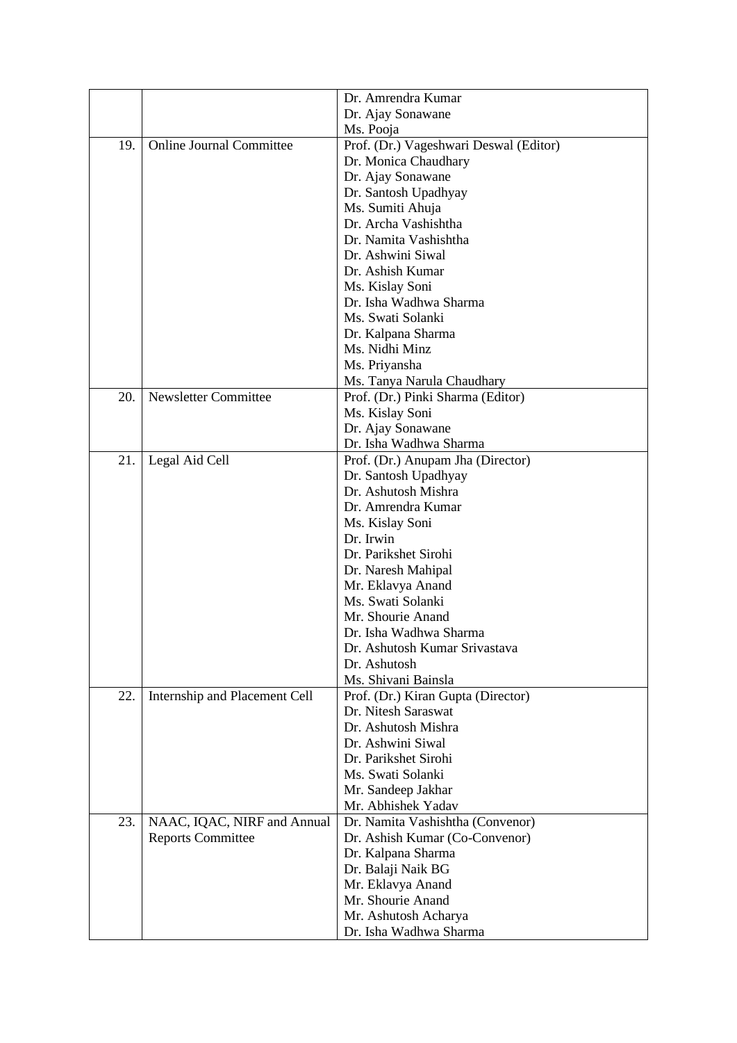| | | |
|---|---|---|
| | | Dr. Amrendra Kumar<br>Dr. Ajay Sonawane<br>Ms. Pooja |
| 19. | Online Journal Committee | Prof. (Dr.) Vageshwari Deswal (Editor)<br>Dr. Monica Chaudhary<br>Dr. Ajay Sonawane<br>Dr. Santosh Upadhyay<br>Ms. Sumiti Ahuja<br>Dr. Archa Vashishtha<br>Dr. Namita Vashishtha<br>Dr. Ashwini Siwal<br>Dr. Ashish Kumar<br>Ms. Kislay Soni<br>Dr. Isha Wadhwa Sharma<br>Ms. Swati Solanki<br>Dr. Kalpana Sharma<br>Ms. Nidhi Minz<br>Ms. Priyansha<br>Ms. Tanya Narula Chaudhary |
| 20. | Newsletter Committee | Prof. (Dr.) Pinki Sharma (Editor)<br>Ms. Kislay Soni<br>Dr. Ajay Sonawane<br>Dr. Isha Wadhwa Sharma |
| 21. | Legal Aid Cell | Prof. (Dr.) Anupam Jha (Director)<br>Dr. Santosh Upadhyay<br>Dr. Ashutosh Mishra<br>Dr. Amrendra Kumar<br>Ms. Kislay Soni<br>Dr. Irwin<br>Dr. Parikshet Sirohi<br>Dr. Naresh Mahipal<br>Mr. Eklavya Anand<br>Ms. Swati Solanki<br>Mr. Shourie Anand<br>Dr. Isha Wadhwa Sharma<br>Dr. Ashutosh Kumar Srivastava<br>Dr. Ashutosh<br>Ms. Shivani Bainsla |
| 22. | Internship and Placement Cell | Prof. (Dr.) Kiran Gupta (Director)<br>Dr. Nitesh Saraswat<br>Dr. Ashutosh Mishra<br>Dr. Ashwini Siwal<br>Dr. Parikshet Sirohi<br>Ms. Swati Solanki<br>Mr. Sandeep Jakhar<br>Mr. Abhishek Yadav |
| 23. | NAAC, IQAC, NIRF and Annual Reports Committee | Dr. Namita Vashishtha (Convenor)<br>Dr. Ashish Kumar (Co-Convenor)<br>Dr. Kalpana Sharma<br>Dr. Balaji Naik BG<br>Mr. Eklavya Anand<br>Mr. Shourie Anand<br>Mr. Ashutosh Acharya<br>Dr. Isha Wadhwa Sharma |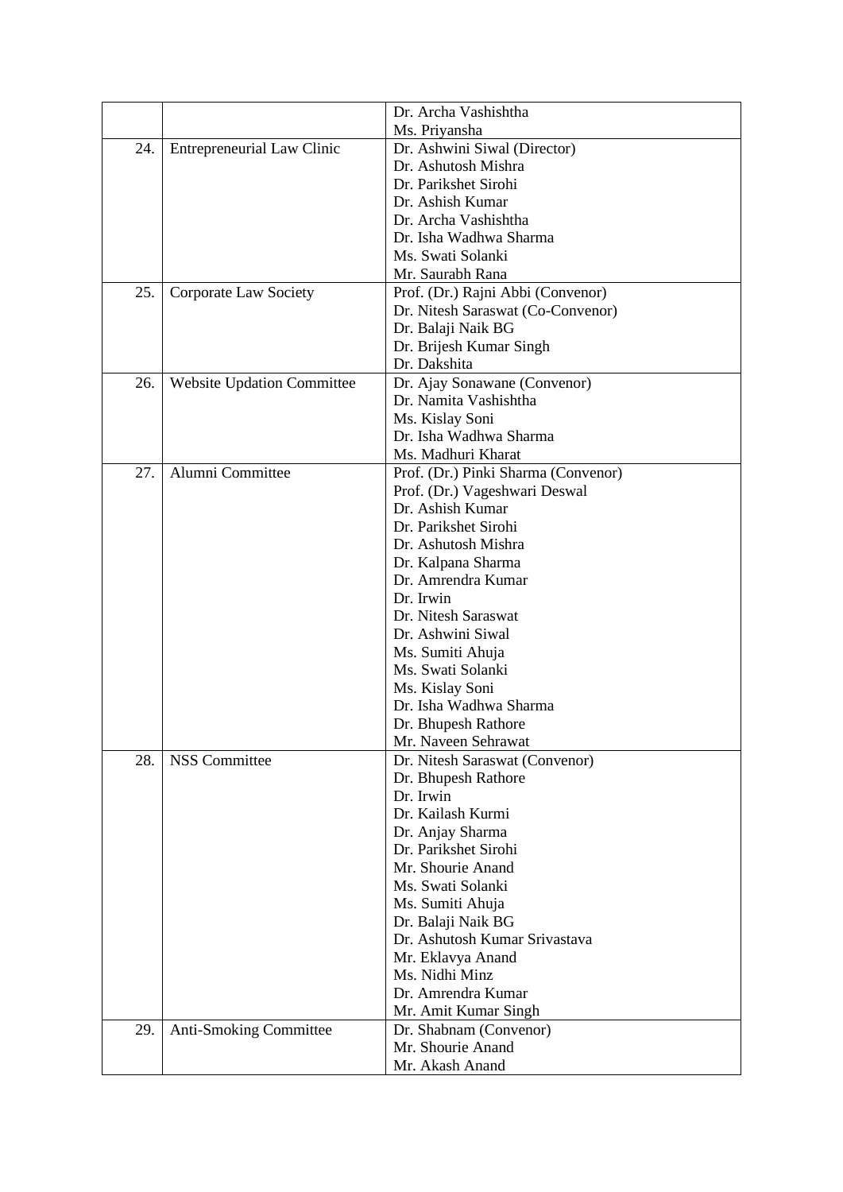| | | |
|---|---|---|
| | | Dr. Archa Vashishtha<br>Ms. Priyansha |
| 24. | Entrepreneurial Law Clinic | Dr. Ashwini Siwal (Director)<br>Dr. Ashutosh Mishra<br>Dr. Parikshet Sirohi<br>Dr. Ashish Kumar<br>Dr. Archa Vashishtha<br>Dr. Isha Wadhwa Sharma<br>Ms. Swati Solanki<br>Mr. Saurabh Rana |
| 25. | Corporate Law Society | Prof. (Dr.) Rajni Abbi (Convenor)<br>Dr. Nitesh Saraswat (Co-Convenor)<br>Dr. Balaji Naik BG<br>Dr. Brijesh Kumar Singh<br>Dr. Dakshita |
| 26. | Website Updation Committee | Dr. Ajay Sonawane (Convenor)<br>Dr. Namita Vashishtha<br>Ms. Kislay Soni<br>Dr. Isha Wadhwa Sharma<br>Ms. Madhuri Kharat |
| 27. | Alumni Committee | Prof. (Dr.) Pinki Sharma (Convenor)<br>Prof. (Dr.) Vageshwari Deswal<br>Dr. Ashish Kumar<br>Dr. Parikshet Sirohi<br>Dr. Ashutosh Mishra<br>Dr. Kalpana Sharma<br>Dr. Amrendra Kumar<br>Dr. Irwin<br>Dr. Nitesh Saraswat<br>Dr. Ashwini Siwal<br>Ms. Sumiti Ahuja<br>Ms. Swati Solanki<br>Ms. Kislay Soni<br>Dr. Isha Wadhwa Sharma<br>Dr. Bhupesh Rathore<br>Mr. Naveen Sehrawat |
| 28. | NSS Committee | Dr. Nitesh Saraswat (Convenor)<br>Dr. Bhupesh Rathore<br>Dr. Irwin<br>Dr. Kailash Kurmi<br>Dr. Anjay Sharma<br>Dr. Parikshet Sirohi<br>Mr. Shourie Anand<br>Ms. Swati Solanki<br>Ms. Sumiti Ahuja<br>Dr. Balaji Naik BG<br>Dr. Ashutosh Kumar Srivastava<br>Mr. Eklavya Anand<br>Ms. Nidhi Minz<br>Dr. Amrendra Kumar<br>Mr. Amit Kumar Singh |
| 29. | Anti-Smoking Committee | Dr. Shabnam (Convenor)<br>Mr. Shourie Anand<br>Mr. Akash Anand |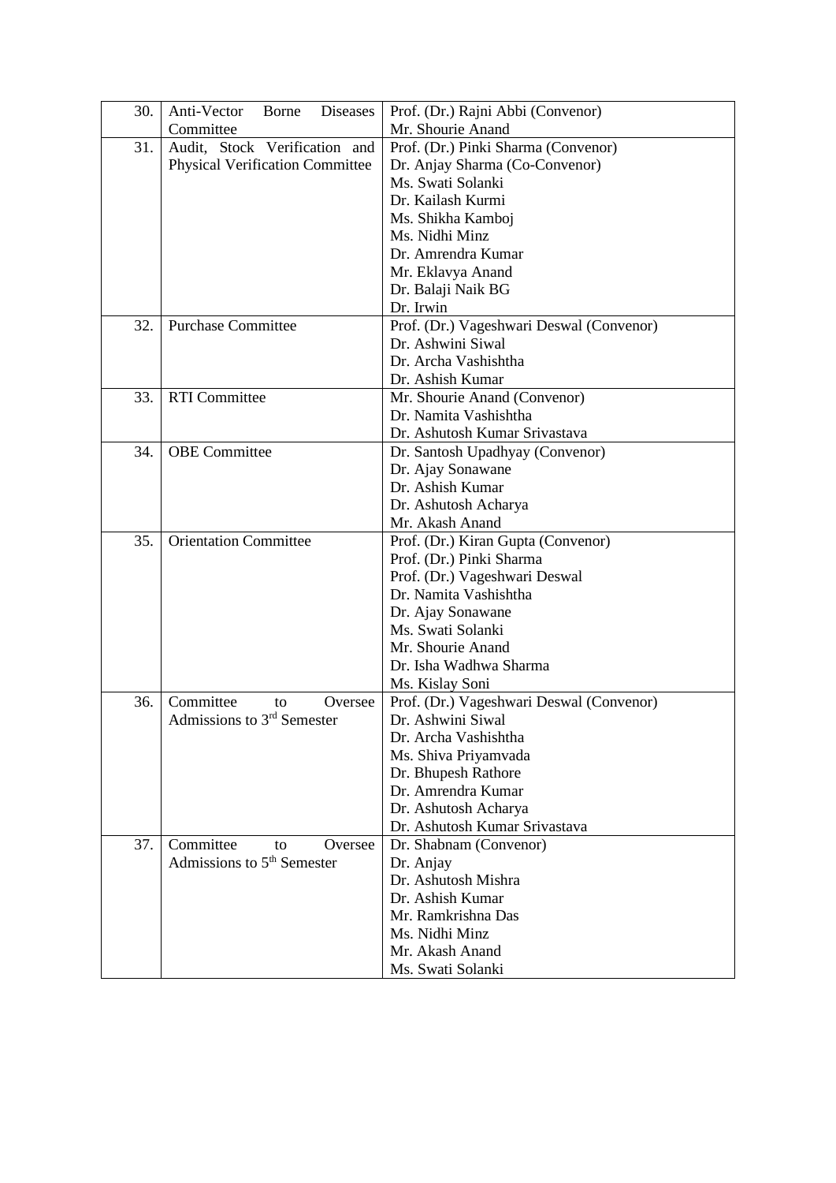| | | |
|---|---|---|
| 30. | Anti-Vector Borne Diseases Committee | Prof. (Dr.) Rajni Abbi (Convenor)<br>Mr. Shourie Anand |
| 31. | Audit, Stock Verification and Physical Verification Committee | Prof. (Dr.) Pinki Sharma (Convenor)<br>Dr. Anjay Sharma (Co-Convenor)<br>Ms. Swati Solanki<br>Dr. Kailash Kurmi<br>Ms. Shikha Kamboj<br>Ms. Nidhi Minz<br>Dr. Amrendra Kumar<br>Mr. Eklavya Anand<br>Dr. Balaji Naik BG<br>Dr. Irwin |
| 32. | Purchase Committee | Prof. (Dr.) Vageshwari Deswal (Convenor)<br>Dr. Ashwini Siwal<br>Dr. Archa Vashishtha<br>Dr. Ashish Kumar |
| 33. | RTI Committee | Mr. Shourie Anand (Convenor)<br>Dr. Namita Vashishtha<br>Dr. Ashutosh Kumar Srivastava |
| 34. | OBE Committee | Dr. Santosh Upadhyay (Convenor)<br>Dr. Ajay Sonawane<br>Dr. Ashish Kumar<br>Dr. Ashutosh Acharya<br>Mr. Akash Anand |
| 35. | Orientation Committee | Prof. (Dr.) Kiran Gupta (Convenor)<br>Prof. (Dr.) Pinki Sharma<br>Prof. (Dr.) Vageshwari Deswal<br>Dr. Namita Vashishtha<br>Dr. Ajay Sonawane<br>Ms. Swati Solanki<br>Mr. Shourie Anand<br>Dr. Isha Wadhwa Sharma<br>Ms. Kislay Soni |
| 36. | Committee to Oversee Admissions to 3rd Semester | Prof. (Dr.) Vageshwari Deswal (Convenor)<br>Dr. Ashwini Siwal<br>Dr. Archa Vashishtha<br>Ms. Shiva Priyamvada<br>Dr. Bhupesh Rathore<br>Dr. Amrendra Kumar<br>Dr. Ashutosh Acharya<br>Dr. Ashutosh Kumar Srivastava |
| 37. | Committee to Oversee Admissions to 5th Semester | Dr. Shabnam (Convenor)<br>Dr. Anjay<br>Dr. Ashutosh Mishra<br>Dr. Ashish Kumar<br>Mr. Ramkrishna Das<br>Ms. Nidhi Minz<br>Mr. Akash Anand<br>Ms. Swati Solanki |